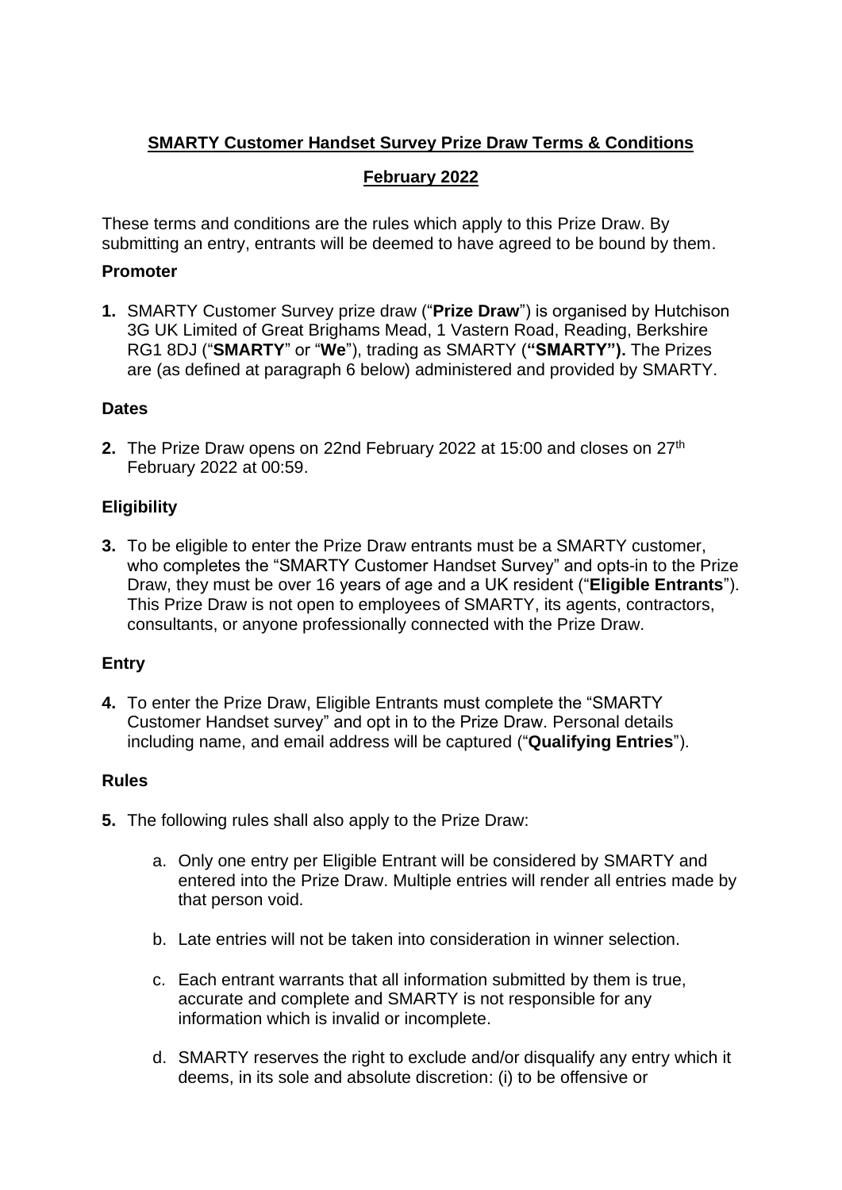# SMARTY Customer Handset Survey Prize Draw Terms & Conditions

## February 2022

These terms and conditions are the rules which apply to this Prize Draw. By submitting an entry, entrants will be deemed to have agreed to be bound by them.

### Promoter

**1.** SMARTY Customer Survey prize draw ("**Prize Draw**") is organised by Hutchison 3G UK Limited of Great Brighams Mead, 1 Vastern Road, Reading, Berkshire RG1 8DJ ("**SMARTY**" or "**We**"), trading as SMARTY (**"SMARTY").** The Prizes are (as defined at paragraph 6 below) administered and provided by SMARTY.

### Dates

**2.** The Prize Draw opens on 22nd February 2022 at 15:00 and closes on 27th February 2022 at 00:59.

### Eligibility

**3.** To be eligible to enter the Prize Draw entrants must be a SMARTY customer, who completes the "SMARTY Customer Handset Survey" and opts-in to the Prize Draw, they must be over 16 years of age and a UK resident ("**Eligible Entrants**"). This Prize Draw is not open to employees of SMARTY, its agents, contractors, consultants, or anyone professionally connected with the Prize Draw.

### Entry

**4.** To enter the Prize Draw, Eligible Entrants must complete the "SMARTY Customer Handset survey" and opt in to the Prize Draw. Personal details including name, and email address will be captured ("**Qualifying Entries**").

### Rules

**5.** The following rules shall also apply to the Prize Draw:

a. Only one entry per Eligible Entrant will be considered by SMARTY and entered into the Prize Draw. Multiple entries will render all entries made by that person void.

b. Late entries will not be taken into consideration in winner selection.

c. Each entrant warrants that all information submitted by them is true, accurate and complete and SMARTY is not responsible for any information which is invalid or incomplete.

d. SMARTY reserves the right to exclude and/or disqualify any entry which it deems, in its sole and absolute discretion: (i) to be offensive or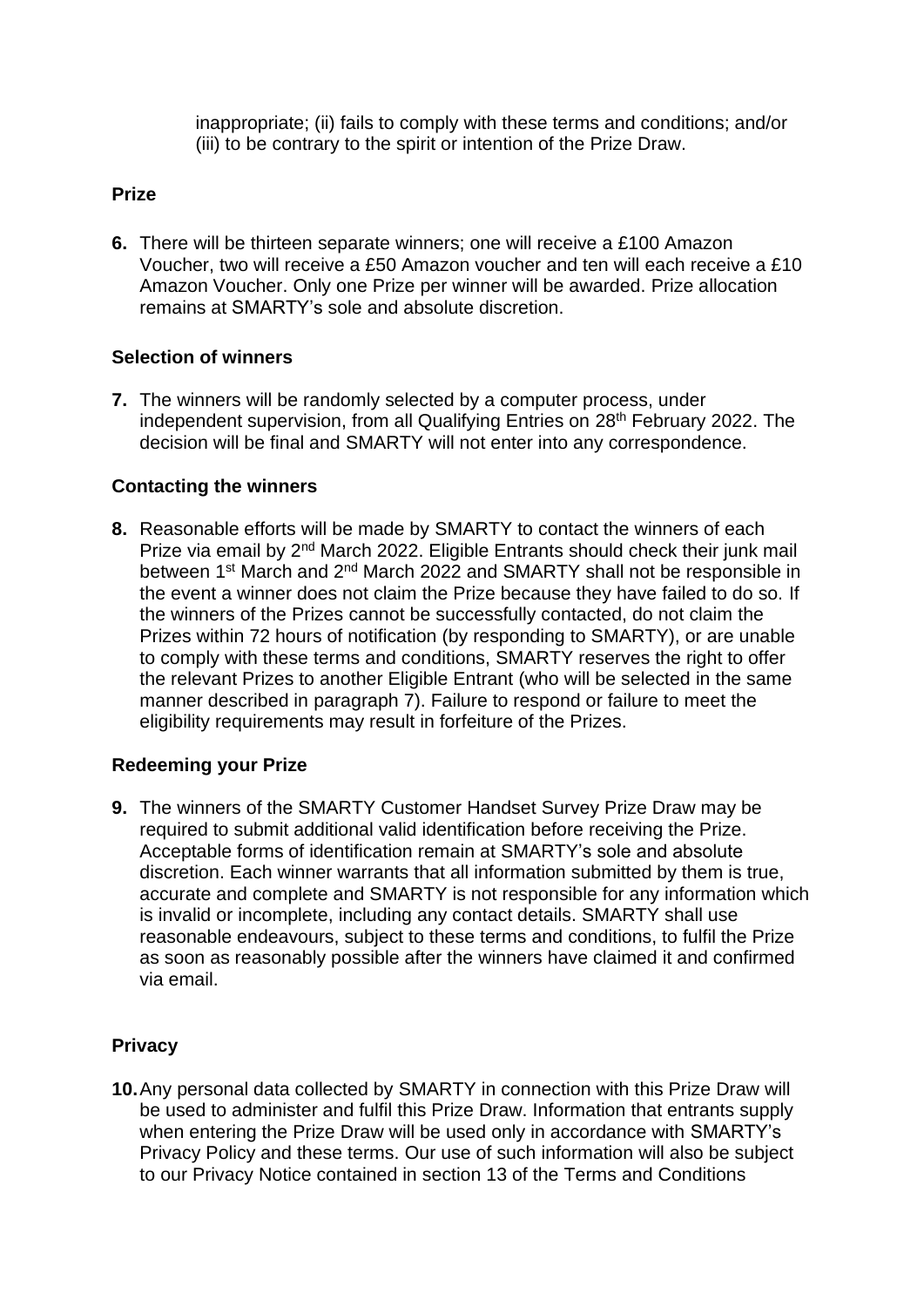inappropriate; (ii) fails to comply with these terms and conditions; and/or (iii) to be contrary to the spirit or intention of the Prize Draw.

**Prize**

**6.** There will be thirteen separate winners; one will receive a £100 Amazon Voucher, two will receive a £50 Amazon voucher and ten will each receive a £10 Amazon Voucher. Only one Prize per winner will be awarded. Prize allocation remains at SMARTY's sole and absolute discretion.

**Selection of winners**

**7.** The winners will be randomly selected by a computer process, under independent supervision, from all Qualifying Entries on 28th February 2022. The decision will be final and SMARTY will not enter into any correspondence.

**Contacting the winners**

**8.** Reasonable efforts will be made by SMARTY to contact the winners of each Prize via email by 2nd March 2022. Eligible Entrants should check their junk mail between 1st March and 2nd March 2022 and SMARTY shall not be responsible in the event a winner does not claim the Prize because they have failed to do so. If the winners of the Prizes cannot be successfully contacted, do not claim the Prizes within 72 hours of notification (by responding to SMARTY), or are unable to comply with these terms and conditions, SMARTY reserves the right to offer the relevant Prizes to another Eligible Entrant (who will be selected in the same manner described in paragraph 7). Failure to respond or failure to meet the eligibility requirements may result in forfeiture of the Prizes.

**Redeeming your Prize**

**9.** The winners of the SMARTY Customer Handset Survey Prize Draw may be required to submit additional valid identification before receiving the Prize. Acceptable forms of identification remain at SMARTY's sole and absolute discretion. Each winner warrants that all information submitted by them is true, accurate and complete and SMARTY is not responsible for any information which is invalid or incomplete, including any contact details. SMARTY shall use reasonable endeavours, subject to these terms and conditions, to fulfil the Prize as soon as reasonably possible after the winners have claimed it and confirmed via email.

**Privacy**

**10.** Any personal data collected by SMARTY in connection with this Prize Draw will be used to administer and fulfil this Prize Draw. Information that entrants supply when entering the Prize Draw will be used only in accordance with SMARTY's Privacy Policy and these terms. Our use of such information will also be subject to our Privacy Notice contained in section 13 of the Terms and Conditions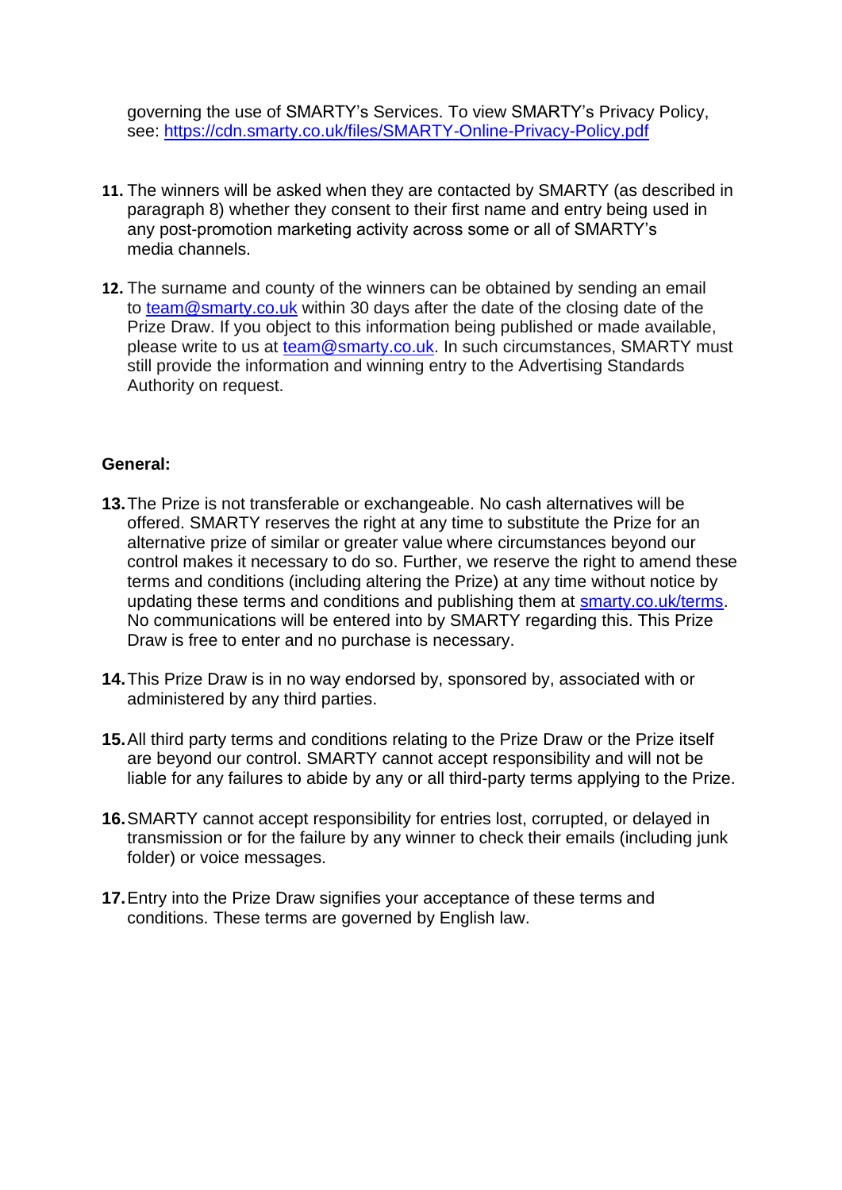governing the use of SMARTY's Services. To view SMARTY's Privacy Policy, see: [https://cdn.smarty.co.uk/files/SMARTY-Online-Privacy-Policy.pdf](https://cdn.smarty.co.uk/files/SMARTY-Online-Privacy-Policy.pdf)

11. The winners will be asked when they are contacted by SMARTY (as described in paragraph 8) whether they consent to their first name and entry being used in any post-promotion marketing activity across some or all of SMARTY's media channels.

12. The surname and county of the winners can be obtained by sending an email to [team@smarty.co.uk](mailto:team@smarty.co.uk) within 30 days after the date of the closing date of the Prize Draw. If you object to this information being published or made available, please write to us at [team@smarty.co.uk](mailto:team@smarty.co.uk). In such circumstances, SMARTY must still provide the information and winning entry to the Advertising Standards Authority on request.

**General:**

13. The Prize is not transferable or exchangeable. No cash alternatives will be offered. SMARTY reserves the right at any time to substitute the Prize for an alternative prize of similar or greater value where circumstances beyond our control makes it necessary to do so. Further, we reserve the right to amend these terms and conditions (including altering the Prize) at any time without notice by updating these terms and conditions and publishing them at [smarty.co.uk/terms](https://smarty.co.uk/terms). No communications will be entered into by SMARTY regarding this. This Prize Draw is free to enter and no purchase is necessary.

14. This Prize Draw is in no way endorsed by, sponsored by, associated with or administered by any third parties.

15. All third party terms and conditions relating to the Prize Draw or the Prize itself are beyond our control. SMARTY cannot accept responsibility and will not be liable for any failures to abide by any or all third-party terms applying to the Prize.

16. SMARTY cannot accept responsibility for entries lost, corrupted, or delayed in transmission or for the failure by any winner to check their emails (including junk folder) or voice messages.

17. Entry into the Prize Draw signifies your acceptance of these terms and conditions. These terms are governed by English law.